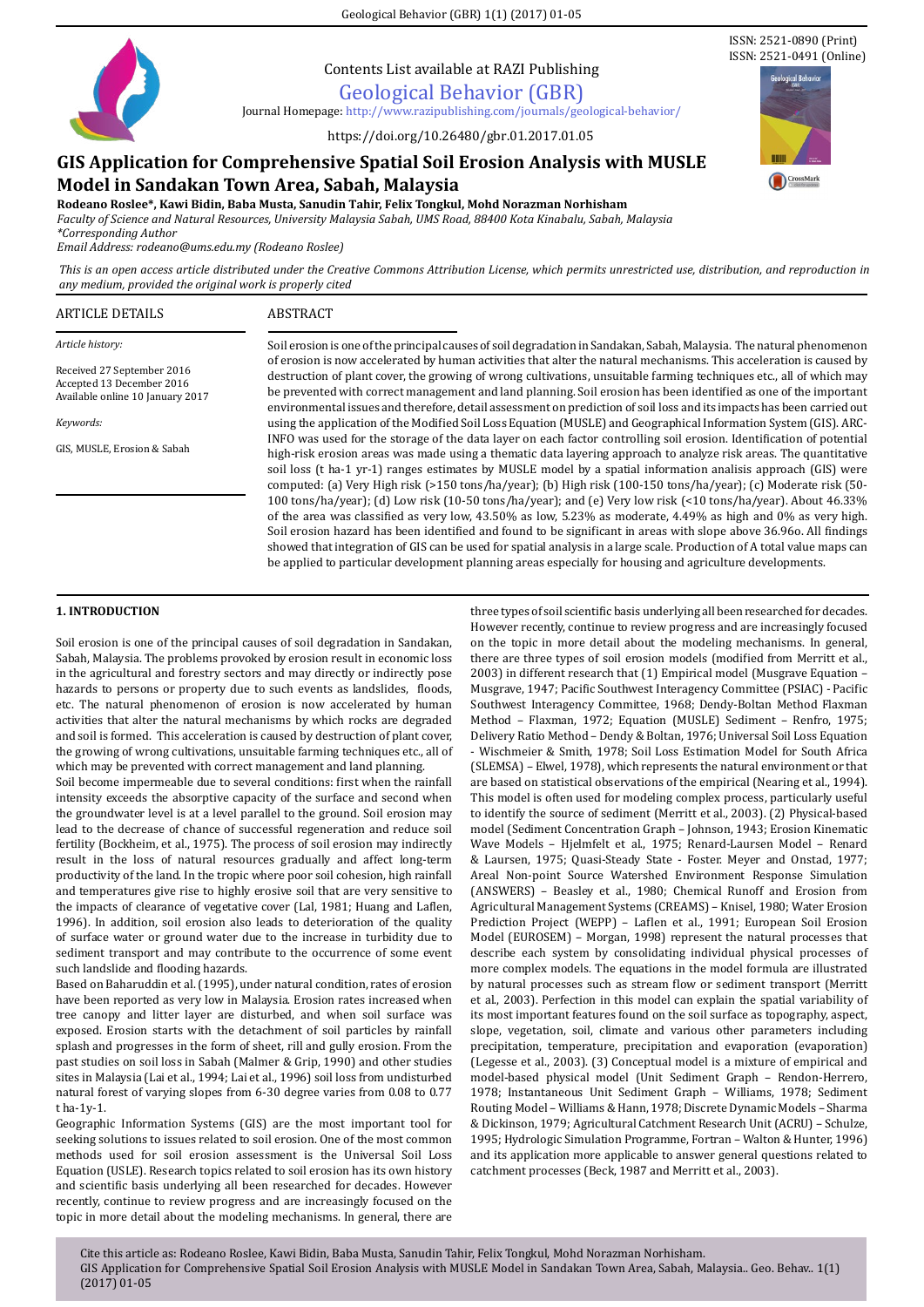Contents List available at RAZI Publishing

Geological Behavior (GBR)

Journal Homepage: http://www.razipublishing.com/journals/geological-behavior/

https://doi.org/10.26480/gbr.01.2017.01.05

ISSN: 2521-0890 (Print)
ISSN: 2521-0491 (Online)

# GIS Application for Comprehensive Spatial Soil Erosion Analysis with MUSLE Model in Sandakan Town Area, Sabah, Malaysia

**Rodeano Roslee\*, Kawi Bidin, Baba Musta, Sanudin Tahir, Felix Tongkul, Mohd Norazman Norhisham**

*Faculty of Science and Natural Resources, University Malaysia Sabah, UMS Road, 88400 Kota Kinabalu, Sabah, Malaysia*
*\*Corresponding Author*
*Email Address: rodeano@ums.edu.my (Rodeano Roslee)*

*This is an open access article distributed under the Creative Commons Attribution License, which permits unrestricted use, distribution, and reproduction in any medium, provided the original work is properly cited*

## ARTICLE DETAILS

*Article history:*

Received 27 September 2016
Accepted 13 December 2016
Available online 10 January 2017

*Keywords:*

GIS, MUSLE, Erosion & Sabah

## ABSTRACT

Soil erosion is one of the principal causes of soil degradation in Sandakan, Sabah, Malaysia. The natural phenomenon of erosion is now accelerated by human activities that alter the natural mechanisms. This acceleration is caused by destruction of plant cover, the growing of wrong cultivations, unsuitable farming techniques etc., all of which may be prevented with correct management and land planning. Soil erosion has been identified as one of the important environmental issues and therefore, detail assessment on prediction of soil loss and its impacts has been carried out using the application of the Modified Soil Loss Equation (MUSLE) and Geographical Information System (GIS). ARC-INFO was used for the storage of the data layer on each factor controlling soil erosion. Identification of potential high-risk erosion areas was made using a thematic data layering approach to analyze risk areas. The quantitative soil loss (t ha-1 yr-1) ranges estimates by MUSLE model by a spatial information analisis approach (GIS) were computed: (a) Very High risk (>150 tons/ha/year); (b) High risk (100-150 tons/ha/year); (c) Moderate risk (50-100 tons/ha/year); (d) Low risk (10-50 tons/ha/year); and (e) Very low risk (<10 tons/ha/year). About 46.33% of the area was classified as very low, 43.50% as low, 5.23% as moderate, 4.49% as high and 0% as very high. Soil erosion hazard has been identified and found to be significant in areas with slope above 36.96o. All findings showed that integration of GIS can be used for spatial analysis in a large scale. Production of A total value maps can be applied to particular development planning areas especially for housing and agriculture developments.

## 1. INTRODUCTION

Soil erosion is one of the principal causes of soil degradation in Sandakan, Sabah, Malaysia. The problems provoked by erosion result in economic loss in the agricultural and forestry sectors and may directly or indirectly pose hazards to persons or property due to such events as landslides, floods, etc. The natural phenomenon of erosion is now accelerated by human activities that alter the natural mechanisms by which rocks are degraded and soil is formed. This acceleration is caused by destruction of plant cover, the growing of wrong cultivations, unsuitable farming techniques etc., all of which may be prevented with correct management and land planning.

Soil become impermeable due to several conditions: first when the rainfall intensity exceeds the absorptive capacity of the surface and second when the groundwater level is at a level parallel to the ground. Soil erosion may lead to the decrease of chance of successful regeneration and reduce soil fertility (Bockheim, et al., 1975). The process of soil erosion may indirectly result in the loss of natural resources gradually and affect long-term productivity of the land. In the tropic where poor soil cohesion, high rainfall and temperatures give rise to highly erosive soil that are very sensitive to the impacts of clearance of vegetative cover (Lal, 1981; Huang and Laflen, 1996). In addition, soil erosion also leads to deterioration of the quality of surface water or ground water due to the increase in turbidity due to sediment transport and may contribute to the occurrence of some event such landslide and flooding hazards.

Based on Baharuddin et al. (1995), under natural condition, rates of erosion have been reported as very low in Malaysia. Erosion rates increased when tree canopy and litter layer are disturbed, and when soil surface was exposed. Erosion starts with the detachment of soil particles by rainfall splash and progresses in the form of sheet, rill and gully erosion. From the past studies on soil loss in Sabah (Malmer & Grip, 1990) and other studies sites in Malaysia (Lai et al., 1994; Lai et al., 1996) soil loss from undisturbed natural forest of varying slopes from 6-30 degree varies from 0.08 to 0.77 t ha-1y-1.

Geographic Information Systems (GIS) are the most important tool for seeking solutions to issues related to soil erosion. One of the most common methods used for soil erosion assessment is the Universal Soil Loss Equation (USLE). Research topics related to soil erosion has its own history and scientific basis underlying all been researched for decades. However recently, continue to review progress and are increasingly focused on the topic in more detail about the modeling mechanisms. In general, there are three types of soil scientific basis underlying all been researched for decades. However recently, continue to review progress and are increasingly focused on the topic in more detail about the modeling mechanisms. In general, there are three types of soil erosion models (modified from Merritt et al., 2003) in different research that (1) Empirical model (Musgrave Equation – Musgrave, 1947; Pacific Southwest Interagency Committee (PSIAC) - Pacific Southwest Interagency Committee, 1968; Dendy-Boltan Method Flaxman Method – Flaxman, 1972; Equation (MUSLE) Sediment – Renfro, 1975; Delivery Ratio Method – Dendy & Boltan, 1976; Universal Soil Loss Equation - Wischmeier & Smith, 1978; Soil Loss Estimation Model for South Africa (SLEMSA) – Elwel, 1978), which represents the natural environment or that are based on statistical observations of the empirical (Nearing et al., 1994). This model is often used for modeling complex process, particularly useful to identify the source of sediment (Merritt et al., 2003). (2) Physical-based model (Sediment Concentration Graph – Johnson, 1943; Erosion Kinematic Wave Models – Hjelmfelt et al., 1975; Renard-Laursen Model – Renard & Laursen, 1975; Quasi-Steady State - Foster. Meyer and Onstad, 1977; Areal Non-point Source Watershed Environment Response Simulation (ANSWERS) – Beasley et al., 1980; Chemical Runoff and Erosion from Agricultural Management Systems (CREAMS) – Knisel, 1980; Water Erosion Prediction Project (WEPP) – Laflen et al., 1991; European Soil Erosion Model (EUROSEM) – Morgan, 1998) represent the natural processes that describe each system by consolidating individual physical processes of more complex models. The equations in the model formula are illustrated by natural processes such as stream flow or sediment transport (Merritt et al., 2003). Perfection in this model can explain the spatial variability of its most important features found on the soil surface as topography, aspect, slope, vegetation, soil, climate and various other parameters including precipitation, temperature, precipitation and evaporation (evaporation) (Legesse et al., 2003). (3) Conceptual model is a mixture of empirical and model-based physical model (Unit Sediment Graph – Rendon-Herrero, 1978; Instantaneous Unit Sediment Graph – Williams, 1978; Sediment Routing Model – Williams & Hann, 1978; Discrete Dynamic Models – Sharma & Dickinson, 1979; Agricultural Catchment Research Unit (ACRU) – Schulze, 1995; Hydrologic Simulation Programme, Fortran – Walton & Hunter, 1996) and its application more applicable to answer general questions related to catchment processes (Beck, 1987 and Merritt et al., 2003).

Cite this article as: Rodeano Roslee, Kawi Bidin, Baba Musta, Sanudin Tahir, Felix Tongkul, Mohd Norazman Norhisham. GIS Application for Comprehensive Spatial Soil Erosion Analysis with MUSLE Model in Sandakan Town Area, Sabah, Malaysia.. Geo. Behav.. 1(1) (2017) 01-05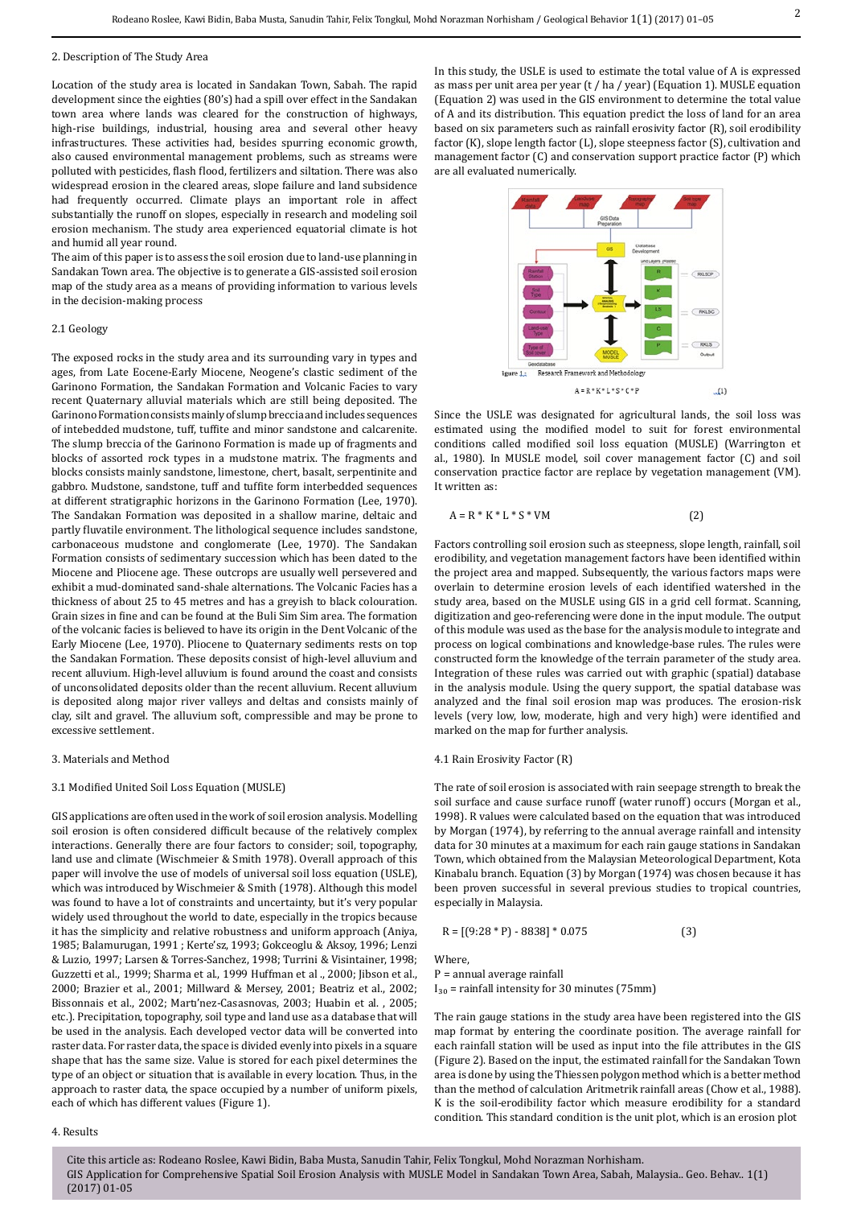## 2. Description of The Study Area

Location of the study area is located in Sandakan Town, Sabah. The rapid development since the eighties (80's) had a spill over effect in the Sandakan town area where lands was cleared for the construction of highways, high-rise buildings, industrial, housing area and several other heavy infrastructures. These activities had, besides spurring economic growth, also caused environmental management problems, such as streams were polluted with pesticides, flash flood, fertilizers and siltation. There was also widespread erosion in the cleared areas, slope failure and land subsidence had frequently occurred. Climate plays an important role in affect substantially the runoff on slopes, especially in research and modeling soil erosion mechanism. The study area experienced equatorial climate is hot and humid all year round.

The aim of this paper is to assess the soil erosion due to land-use planning in Sandakan Town area. The objective is to generate a GIS-assisted soil erosion map of the study area as a means of providing information to various levels in the decision-making process

### 2.1 Geology

The exposed rocks in the study area and its surrounding vary in types and ages, from Late Eocene-Early Miocene, Neogene's clastic sediment of the Garinono Formation, the Sandakan Formation and Volcanic Facies to vary recent Quaternary alluvial materials which are still being deposited. The Garinono Formation consists mainly of slump breccia and includes sequences of intebedded mudstone, tuff, tuffite and minor sandstone and calcarenite. The slump breccia of the Garinono Formation is made up of fragments and blocks of assorted rock types in a mudstone matrix. The fragments and blocks consists mainly sandstone, limestone, chert, basalt, serpentinite and gabbro. Mudstone, sandstone, tuff and tuffite form interbedded sequences at different stratigraphic horizons in the Garinono Formation (Lee, 1970). The Sandakan Formation was deposited in a shallow marine, deltaic and partly fluvatile environment. The lithological sequence includes sandstone, carbonaceous mudstone and conglomerate (Lee, 1970). The Sandakan Formation consists of sedimentary succession which has been dated to the Miocene and Pliocene age. These outcrops are usually well persevered and exhibit a mud-dominated sand-shale alternations. The Volcanic Facies has a thickness of about 25 to 45 metres and has a greyish to black colouration. Grain sizes in fine and can be found at the Buli Sim Sim area. The formation of the volcanic facies is believed to have its origin in the Dent Volcanic of the Early Miocene (Lee, 1970). Pliocene to Quaternary sediments rests on top the Sandakan Formation. These deposits consist of high-level alluvium and recent alluvium. High-level alluvium is found around the coast and consists of unconsolidated deposits older than the recent alluvium. Recent alluvium is deposited along major river valleys and deltas and consists mainly of clay, silt and gravel. The alluvium soft, compressible and may be prone to excessive settlement.

## 3. Materials and Method

### 3.1 Modified United Soil Loss Equation (MUSLE)

GIS applications are often used in the work of soil erosion analysis. Modelling soil erosion is often considered difficult because of the relatively complex interactions. Generally there are four factors to consider; soil, topography, land use and climate (Wischmeier & Smith 1978). Overall approach of this paper will involve the use of models of universal soil loss equation (USLE), which was introduced by Wischmeier & Smith (1978). Although this model was found to have a lot of constraints and uncertainty, but it's very popular widely used throughout the world to date, especially in the tropics because it has the simplicity and relative robustness and uniform approach (Aniya, 1985; Balamurugan, 1991 ; Kerte'sz, 1993; Gokceoglu & Aksoy, 1996; Lenzi & Luzio, 1997; Larsen & Torres-Sanchez, 1998; Turrini & Visintainer, 1998; Guzzetti et al., 1999; Sharma et al., 1999 Huffman et al ., 2000; Jibson et al., 2000; Brazier et al., 2001; Millward & Mersey, 2001; Beatriz et al., 2002; Bissonnais et al., 2002; Martı'nez-Casasnovas, 2003; Huabin et al. , 2005; etc.). Precipitation, topography, soil type and land use as a database that will be used in the analysis. Each developed vector data will be converted into raster data. For raster data, the space is divided evenly into pixels in a square shape that has the same size. Value is stored for each pixel determines the type of an object or situation that is available in every location. Thus, in the approach to raster data, the space occupied by a number of uniform pixels, each of which has different values (Figure 1).

In this study, the USLE is used to estimate the total value of A is expressed as mass per unit area per year (t / ha / year) (Equation 1). MUSLE equation (Equation 2) was used in the GIS environment to determine the total value of A and its distribution. This equation predict the loss of land for an area based on six parameters such as rainfall erosivity factor (R), soil erodibility factor (K), slope length factor (L), slope steepness factor (S), cultivation and management factor (C) and conservation support practice factor (P) which are all evaluated numerically.

Figure 1: Research Framework and Methodology

$$A = R * K * L * S * C * P \quad (1)$$

Since the USLE was designated for agricultural lands, the soil loss was estimated using the modified model to suit for forest environmental conditions called modified soil loss equation (MUSLE) (Warrington et al., 1980). In MUSLE model, soil cover management factor (C) and soil conservation practice factor are replace by vegetation management (VM). It written as:

$$A = R * K * L * S * VM \quad (2)$$

Factors controlling soil erosion such as steepness, slope length, rainfall, soil erodibility, and vegetation management factors have been identified within the project area and mapped. Subsequently, the various factors maps were overlain to determine erosion levels of each identified watershed in the study area, based on the MUSLE using GIS in a grid cell format. Scanning, digitization and geo-referencing were done in the input module. The output of this module was used as the base for the analysis module to integrate and process on logical combinations and knowledge-base rules. The rules were constructed form the knowledge of the terrain parameter of the study area. Integration of these rules was carried out with graphic (spatial) database in the analysis module. Using the query support, the spatial database was analyzed and the final soil erosion map was produces. The erosion-risk levels (very low, low, moderate, high and very high) were identified and marked on the map for further analysis.

## 4. Results

### 4.1 Rain Erosivity Factor (R)

The rate of soil erosion is associated with rain seepage strength to break the soil surface and cause surface runoff (water runoff) occurs (Morgan et al., 1998). R values were calculated based on the equation that was introduced by Morgan (1974), by referring to the annual average rainfall and intensity data for 30 minutes at a maximum for each rain gauge stations in Sandakan Town, which obtained from the Malaysian Meteorological Department, Kota Kinabalu branch. Equation (3) by Morgan (1974) was chosen because it has been proven successful in several previous studies to tropical countries, especially in Malaysia.

$$R = [(9:28 * P) - 8838] * 0.075 \quad (3)$$

Where,

P = annual average rainfall

$I_{30}$ = rainfall intensity for 30 minutes (75mm)

The rain gauge stations in the study area have been registered into the GIS map format by entering the coordinate position. The average rainfall for each rainfall station will be used as input into the file attributes in the GIS (Figure 2). Based on the input, the estimated rainfall for the Sandakan Town area is done by using the Thiessen polygon method which is a better method than the method of calculation Aritmetrik rainfall areas (Chow et al., 1988). K is the soil-erodibility factor which measure erodibility for a standard condition. This standard condition is the unit plot, which is an erosion plot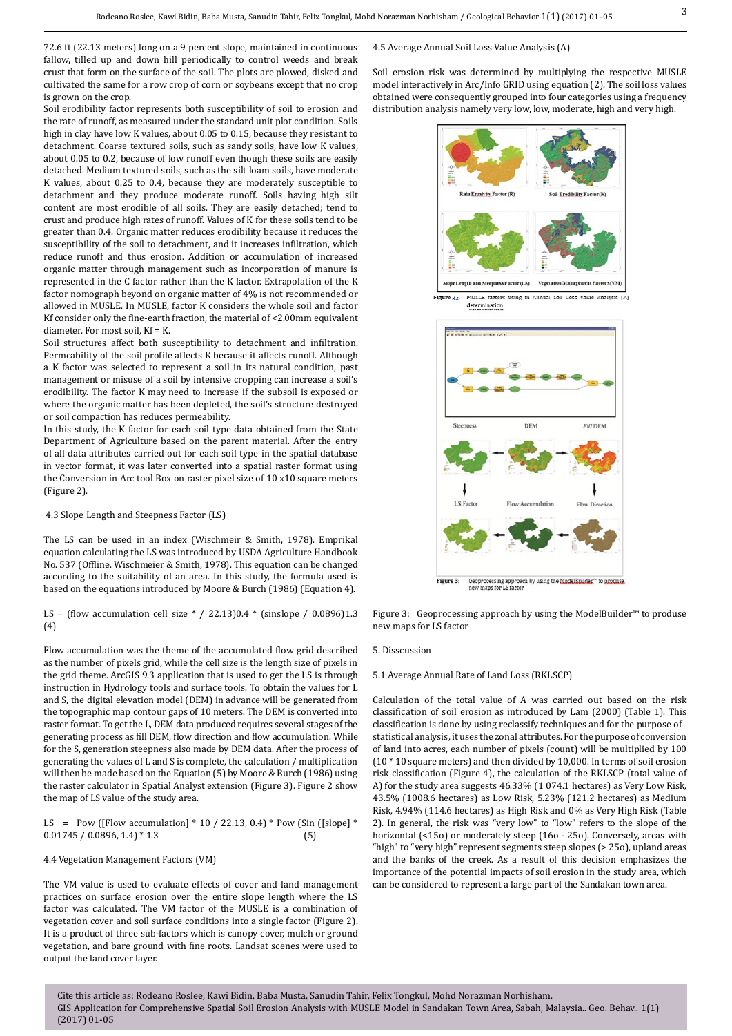72.6 ft (22.13 meters) long on a 9 percent slope, maintained in continuous fallow, tilled up and down hill periodically to control weeds and break crust that form on the surface of the soil. The plots are plowed, disked and cultivated the same for a row crop of corn or soybeans except that no crop is grown on the crop.

Soil erodibility factor represents both susceptibility of soil to erosion and the rate of runoff, as measured under the standard unit plot condition. Soils high in clay have low K values, about 0.05 to 0.15, because they resistant to detachment. Coarse textured soils, such as sandy soils, have low K values, about 0.05 to 0.2, because of low runoff even though these soils are easily detached. Medium textured soils, such as the silt loam soils, have moderate K values, about 0.25 to 0.4, because they are moderately susceptible to detachment and they produce moderate runoff. Soils having high silt content are most erodible of all soils. They are easily detached; tend to crust and produce high rates of runoff. Values of K for these soils tend to be greater than 0.4. Organic matter reduces erodibility because it reduces the susceptibility of the soil to detachment, and it increases infiltration, which reduce runoff and thus erosion. Addition or accumulation of increased organic matter through management such as incorporation of manure is represented in the C factor rather than the K factor. Extrapolation of the K factor nomograph beyond on organic matter of 4% is not recommended or allowed in MUSLE. In MUSLE, factor K considers the whole soil and factor Kf consider only the fine-earth fraction, the material of <2.00mm equivalent diameter. For most soil, Kf = K.

Soil structures affect both susceptibility to detachment and infiltration. Permeability of the soil profile affects K because it affects runoff. Although a K factor was selected to represent a soil in its natural condition, past management or misuse of a soil by intensive cropping can increase a soil's erodibility. The factor K may need to increase if the subsoil is exposed or where the organic matter has been depleted, the soil's structure destroyed or soil compaction has reduces permeability.

In this study, the K factor for each soil type data obtained from the State Department of Agriculture based on the parent material. After the entry of all data attributes carried out for each soil type in the spatial database in vector format, it was later converted into a spatial raster format using the Conversion in Arc tool Box on raster pixel size of 10 x10 square meters (Figure 2).

## 4.3 Slope Length and Steepness Factor (LS)

The LS can be used in an index (Wischmeir & Smith, 1978). Emprikal equation calculating the LS was introduced by USDA Agriculture Handbook No. 537 (Offline. Wischmeier & Smith, 1978). This equation can be changed according to the suitability of an area. In this study, the formula used is based on the equations introduced by Moore & Burch (1986) (Equation 4).

LS = (flow accumulation cell size * / 22.13)0.4 * (sinslope / 0.0896)1.3 (4)

Flow accumulation was the theme of the accumulated flow grid described as the number of pixels grid, while the cell size is the length size of pixels in the grid theme. ArcGIS 9.3 application that is used to get the LS is through instruction in Hydrology tools and surface tools. To obtain the values for L and S, the digital elevation model (DEM) in advance will be generated from the topographic map contour gaps of 10 meters. The DEM is converted into raster format. To get the L, DEM data produced requires several stages of the generating process as fill DEM, flow direction and flow accumulation. While for the S, generation steepness also made by DEM data. After the process of generating the values of L and S is complete, the calculation / multiplication will then be made based on the Equation (5) by Moore & Burch (1986) using the raster calculator in Spatial Analyst extension (Figure 3). Figure 2 show the map of LS value of the study area.

LS = Pow ([Flow accumulation] * 10 / 22.13, 0.4) * Pow (Sin ([slope] * 0.01745 / 0.0896, 1.4) * 1.3 (5)

## 4.4 Vegetation Management Factors (VM)

The VM value is used to evaluate effects of cover and land management practices on surface erosion over the entire slope length where the LS factor was calculated. The VM factor of the MUSLE is a combination of vegetation cover and soil surface conditions into a single factor (Figure 2). It is a product of three sub-factors which is canopy cover, mulch or ground vegetation, and bare ground with fine roots. Landsat scenes were used to output the land cover layer.

## 4.5 Average Annual Soil Loss Value Analysis (A)

Soil erosion risk was determined by multiplying the respective MUSLE model interactively in Arc/Info GRID using equation (2). The soil loss values obtained were consequently grouped into four categories using a frequency distribution analysis namely very low, low, moderate, high and very high.

Figure 2. MUSLE factors using in Annual Soil Loss Value Analysis (A) determination

Figure 3: Geoprocessing approach by using the ModelBuilder™ to produse new maps for LS factor

## 5. Disscussion

### 5.1 Average Annual Rate of Land Loss (RKLSCP)

Calculation of the total value of A was carried out based on the risk classification of soil erosion as introduced by Lam (2000) (Table 1). This classification is done by using reclassify techniques and for the purpose of statistical analysis, it uses the zonal attributes. For the purpose of conversion of land into acres, each number of pixels (count) will be multiplied by 100 (10 * 10 square meters) and then divided by 10,000. In terms of soil erosion risk classification (Figure 4), the calculation of the RKLSCP (total value of A) for the study area suggests 46.33% (1 074.1 hectares) as Very Low Risk, 43.5% (1008.6 hectares) as Low Risk, 5.23% (121.2 hectares) as Medium Risk, 4.94% (114.6 hectares) as High Risk and 0% as Very High Risk (Table 2). In general, the risk was "very low" to "low" refers to the slope of the horizontal (<15o) or moderately steep (16o - 25o). Conversely, areas with "high" to "very high" represent segments steep slopes (> 25o), upland areas and the banks of the creek. As a result of this decision emphasizes the importance of the potential impacts of soil erosion in the study area, which can be considered to represent a large part of the Sandakan town area.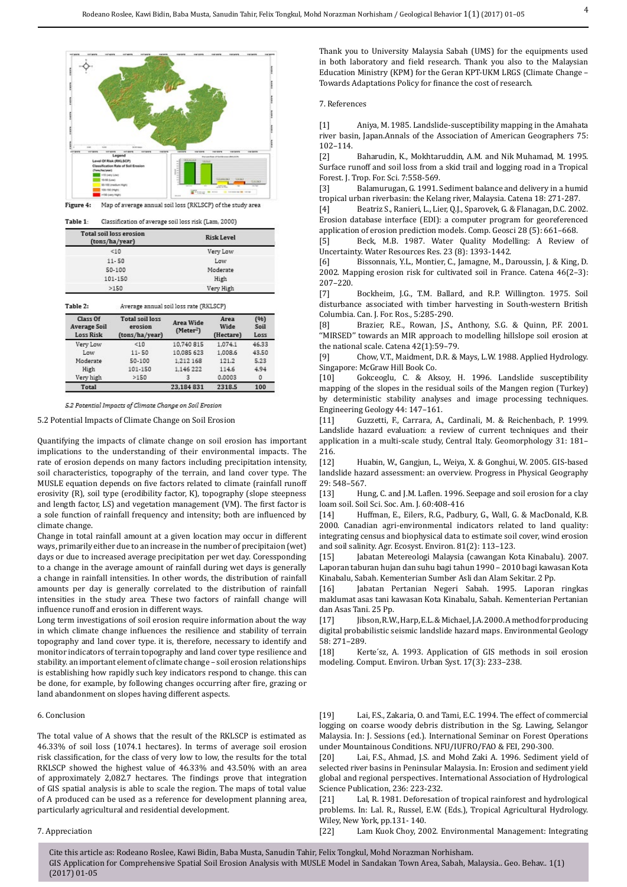Figure 4: Map of average annual soil loss (RKLSCP) of the study area

Table 1: Classification of average soil loss risk (Lam, 2000)

| Total soil loss erosion (tons/ha/year) | Risk Level |
|---|---|
| <10 | Very Low |
| 11- 50 | Low |
| 50-100 | Moderate |
| 101-150 | High |
| >150 | Very High |

Table 2: Average annual soil loss rate (RKLSCP)

| Class Of Average Soil Loss Risk | Total soil loss erosion (tons/ha/year) | Area Wide (Meter$^2$) | Area Wide (Hectare) | (%) Soil Loss |
|---|---|---|---|---|
| Very Low | <10 | 10,740 815 | 1,074.1 | 46.33 |
| Low | 11- 50 | 10,085 623 | 1,008.6 | 43.50 |
| Moderate | 50-100 | 1,212 168 | 121.2 | 5.23 |
| High | 101-150 | 1,146 222 | 114.6 | 4.94 |
| Very high | >150 | 3 | 0.0003 | 0 |
| **Total** | | **23,184 831** | **2318.5** | **100** |

*5.2 Potential Impacts of Climate Change on Soil Erosion*

5.2 Potential Impacts of Climate Change on Soil Erosion

Quantifying the impacts of climate change on soil erosion has important implications to the understanding of their environmental impacts. The rate of erosion depends on many factors including precipitation intensity, soil characteristics, topography of the terrain, and land cover type. The MUSLE equation depends on five factors related to climate (rainfall runoff erosivity (R), soil type (erodibility factor, K), topography (slope steepness and length factor, LS) and vegetation management (VM). The first factor is a sole function of rainfall frequency and intensity; both are influenced by climate change.

Change in total rainfall amount at a given location may occur in different ways, primarily either due to an increase in the number of precipitaion (wet) days or due to increased average precipitation per wet day. Coressponding to a change in the average amount of rainfall during wet days is generally a change in rainfall intensities. In other words, the distribution of rainfall amounts per day is generally correlated to the distribution of rainfall intensities in the study area. These two factors of rainfall change will influence runoff and erosion in different ways.

Long term investigations of soil erosion require information about the way in which climate change influences the resilience and stability of terrain topography and land cover type. it is, therefore, necessary to identify and monitor indicators of terrain topography and land cover type resilience and stability. an important element of climate change – soil erosion relationships is establishing how rapidly such key indicators respond to change. this can be done, for example, by following changes occurring after fire, grazing or land abandonment on slopes having different aspects.

## 6. Conclusion

The total value of A shows that the result of the RKLSCP is estimated as 46.33% of soil loss (1074.1 hectares). In terms of average soil erosion risk classification, for the class of very low to low, the results for the total RKLSCP showed the highest value of 46.33% and 43.50% with an area of approximately 2,082.7 hectares. The findings prove that integration of GIS spatial analysis is able to scale the region. The maps of total value of A produced can be used as a reference for development planning area, particularly agricultural and residential development.

## 7. Appreciation

Thank you to University Malaysia Sabah (UMS) for the equipments used in both laboratory and field research. Thank you also to the Malaysian Education Ministry (KPM) for the Geran KPT-UKM LRGS (Climate Change – Towards Adaptations Policy for finance the cost of research.

## 7. References

[1] Aniya, M. 1985. Landslide-susceptibility mapping in the Amahata river basin, Japan.Annals of the Association of American Geographers 75: 102–114.

[2] Baharudin, K., Mokhtaruddin, A.M. and Nik Muhamad, M. 1995. Surface runoff and soil loss from a skid trail and logging road in a Tropical Forest. J. Trop. For. Sci. 7:558-569.

[3] Balamurugan, G. 1991. Sediment balance and delivery in a humid tropical urban riverbasin: the Kelang river, Malaysia. Catena 18: 271-287.

[4] Beatriz S., Ranieri, L., Lier, Q.J., Sparovek, G. & Flanagan, D.C. 2002. Erosion database interface (EDI): a computer program for georeferenced application of erosion prediction models. Comp. Geosci 28 (5): 661–668.

[5] Beck, M.B. 1987. Water Quality Modelling: A Review of Uncertainty. Water Resources Res. 23 (8): 1393-1442.

[6] Bissonnais, Y.L., Montier, C., Jamagne, M., Daroussin, J. & King, D. 2002. Mapping erosion risk for cultivated soil in France. Catena 46(2–3): 207–220.

[7] Bockheim, J.G., T.M. Ballard, and R.P. Willington. 1975. Soil disturbance associated with timber harvesting in South-western British Columbia. Can. J. For. Ros., 5:285-290.

[8] Brazier, R.E., Rowan, J.S., Anthony, S.G. & Quinn, P.F. 2001. "MIRSED" towards an MIR approach to modelling hillslope soil erosion at the national scale. Catena 42(1):59–79.

[9] Chow, V.T., Maidment, D.R. & Mays, L.W. 1988. Applied Hydrology. Singapore: McGraw Hill Book Co.

[10] Gokceoglu, C. & Aksoy, H. 1996. Landslide susceptibility mapping of the slopes in the residual soils of the Mangen region (Turkey) by deterministic stability analyses and image processing techniques. Engineering Geology 44: 147–161.

[11] Guzzetti, F., Carrara, A., Cardinali, M. & Reichenbach, P. 1999. Landslide hazard evaluation: a review of current techniques and their application in a multi-scale study, Central Italy. Geomorphology 31: 181–216.

[12] Huabin, W., Gangjun, L., Weiya, X. & Gonghui, W. 2005. GIS-based landslide hazard assessment: an overview. Progress in Physical Geography 29: 548–567.

[13] Hung, C. and J.M. Laflen. 1996. Seepage and soil erosion for a clay loam soil. Soil Sci. Soc. Am. J. 60:408-416

[14] Huffman, E., Eilers, R.G., Padbury, G., Wall, G. & MacDonald, K.B. 2000. Canadian agri-environmental indicators related to land quality: integrating census and biophysical data to estimate soil cover, wind erosion and soil salinity. Agr. Ecosyst. Environ. 81(2): 113–123.

[15] Jabatan Metereologi Malaysia (cawangan Kota Kinabalu). 2007. Laporan taburan hujan dan suhu bagi tahun 1990 – 2010 bagi kawasan Kota Kinabalu, Sabah. Kementerian Sumber Asli dan Alam Sekitar. 2 Pp.

[16] Jabatan Pertanian Negeri Sabah. 1995. Laporan ringkas maklumat asas tani kawasan Kota Kinabalu, Sabah. Kementerian Pertanian dan Asas Tani. 25 Pp.

[17] Jibson, R.W., Harp, E.L. & Michael, J.A. 2000. A method for producing digital probabilistic seismic landslide hazard maps. Environmental Geology 58: 271–289.

[18] Kerte´sz, A. 1993. Application of GIS methods in soil erosion modeling. Comput. Environ. Urban Syst. 17(3): 233–238.

[19] Lai, F.S., Zakaria, O. and Tami, E.C. 1994. The effect of commercial logging on coarse woody debris distribution in the Sg. Lawing, Selangor Malaysia. In: J. Sessions (ed.). International Seminar on Forest Operations under Mountainous Conditions. NFU/IUFRO/FAO & FEI, 290-300.

[20] Lai, F.S., Ahmad, J.S. and Mohd Zaki A. 1996. Sediment yield of selected river basins in Peninsular Malaysia. In: Erosion and sediment yield global and regional perspectives. International Association of Hydrological Science Publication, 236: 223-232.

[21] Lal, R. 1981. Deforesation of tropical rainforest and hydrological problems. In: Lal. R., Russel, E.W. (Eds.), Tropical Agricultural Hydrology. Wiley, New York, pp.131- 140.

[22] Lam Kuok Choy, 2002. Environmental Management: Integrating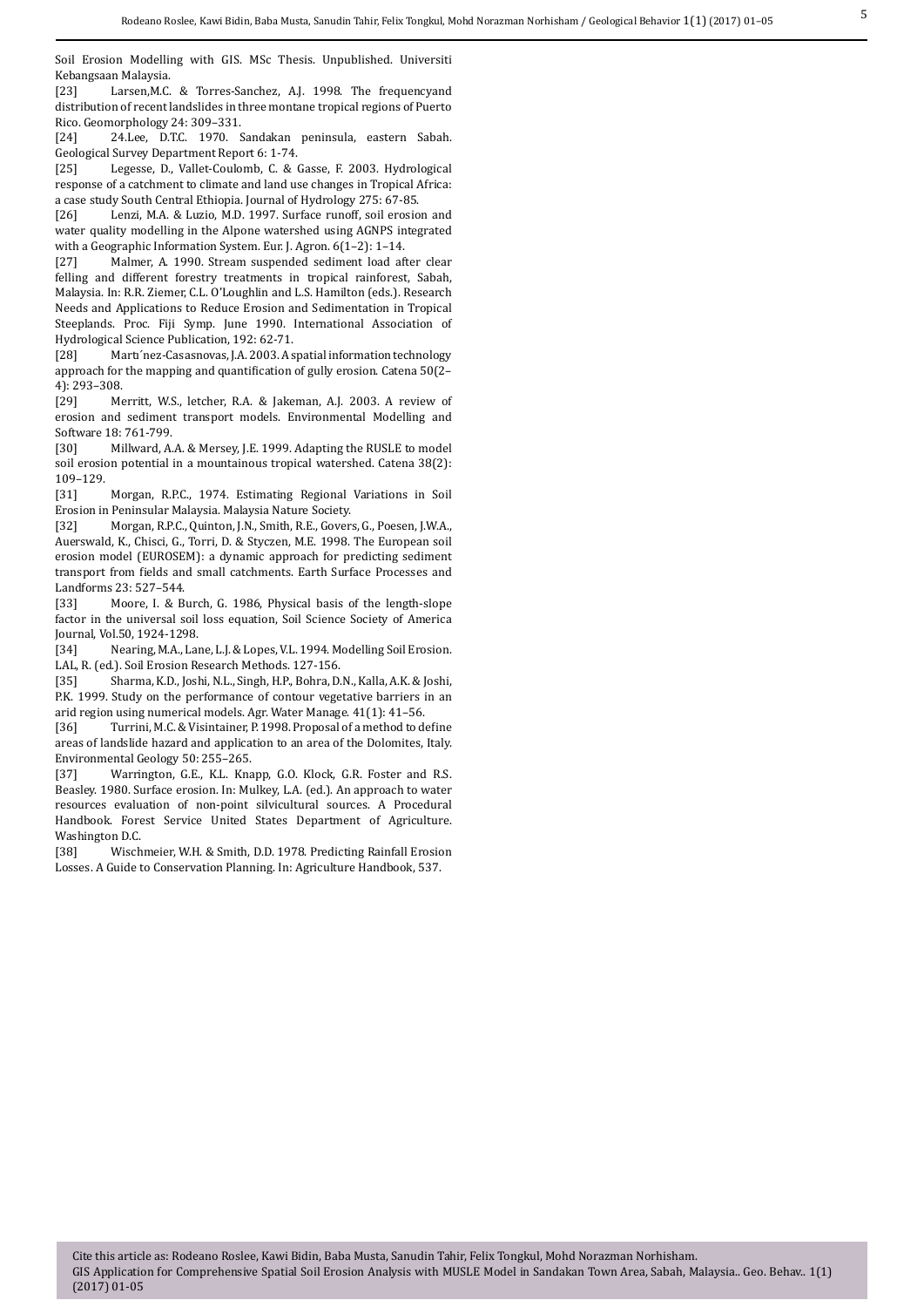Soil Erosion Modelling with GIS. MSc Thesis. Unpublished. Universiti Kebangsaan Malaysia.

[23] Larsen,M.C. & Torres-Sanchez, A.J. 1998. The frequencyand distribution of recent landslides in three montane tropical regions of Puerto Rico. Geomorphology 24: 309–331.

[24] 24.Lee, D.T.C. 1970. Sandakan peninsula, eastern Sabah. Geological Survey Department Report 6: 1-74.

[25] Legesse, D., Vallet-Coulomb, C. & Gasse, F. 2003. Hydrological response of a catchment to climate and land use changes in Tropical Africa: a case study South Central Ethiopia. Journal of Hydrology 275: 67-85.

[26] Lenzi, M.A. & Luzio, M.D. 1997. Surface runoff, soil erosion and water quality modelling in the Alpone watershed using AGNPS integrated with a Geographic Information System. Eur. J. Agron. 6(1–2): 1–14.

[27] Malmer, A. 1990. Stream suspended sediment load after clear felling and different forestry treatments in tropical rainforest, Sabah, Malaysia. In: R.R. Ziemer, C.L. O'Loughlin and L.S. Hamilton (eds.). Research Needs and Applications to Reduce Erosion and Sedimentation in Tropical Steeplands. Proc. Fiji Symp. June 1990. International Association of Hydrological Science Publication, 192: 62-71.

[28] Marti´nez-Casasnovas, J.A. 2003. A spatial information technology approach for the mapping and quantification of gully erosion. Catena 50(2–4): 293–308.

[29] Merritt, W.S., letcher, R.A. & Jakeman, A.J. 2003. A review of erosion and sediment transport models. Environmental Modelling and Software 18: 761-799.

[30] Millward, A.A. & Mersey, J.E. 1999. Adapting the RUSLE to model soil erosion potential in a mountainous tropical watershed. Catena 38(2): 109–129.

[31] Morgan, R.P.C., 1974. Estimating Regional Variations in Soil Erosion in Peninsular Malaysia. Malaysia Nature Society.

[32] Morgan, R.P.C., Quinton, J.N., Smith, R.E., Govers, G., Poesen, J.W.A., Auerswald, K., Chisci, G., Torri, D. & Styczen, M.E. 1998. The European soil erosion model (EUROSEM): a dynamic approach for predicting sediment transport from fields and small catchments. Earth Surface Processes and Landforms 23: 527–544.

[33] Moore, I. & Burch, G. 1986, Physical basis of the length-slope factor in the universal soil loss equation, Soil Science Society of America Journal, Vol.50, 1924-1298.

[34] Nearing, M.A., Lane, L.J. & Lopes, V.L. 1994. Modelling Soil Erosion. LAL, R. (ed.). Soil Erosion Research Methods. 127-156.

[35] Sharma, K.D., Joshi, N.L., Singh, H.P., Bohra, D.N., Kalla, A.K. & Joshi, P.K. 1999. Study on the performance of contour vegetative barriers in an arid region using numerical models. Agr. Water Manage. 41(1): 41–56.

[36] Turrini, M.C. & Visintainer, P. 1998. Proposal of a method to define areas of landslide hazard and application to an area of the Dolomites, Italy. Environmental Geology 50: 255–265.

[37] Warrington, G.E., K.L. Knapp, G.O. Klock, G.R. Foster and R.S. Beasley. 1980. Surface erosion. In: Mulkey, L.A. (ed.). An approach to water resources evaluation of non-point silvicultural sources. A Procedural Handbook. Forest Service United States Department of Agriculture. Washington D.C.

[38] Wischmeier, W.H. & Smith, D.D. 1978. Predicting Rainfall Erosion Losses. A Guide to Conservation Planning. In: Agriculture Handbook, 537.

Cite this article as: Rodeano Roslee, Kawi Bidin, Baba Musta, Sanudin Tahir, Felix Tongkul, Mohd Norazman Norhisham. GIS Application for Comprehensive Spatial Soil Erosion Analysis with MUSLE Model in Sandakan Town Area, Sabah, Malaysia.. Geo. Behav.. 1(1) (2017) 01-05